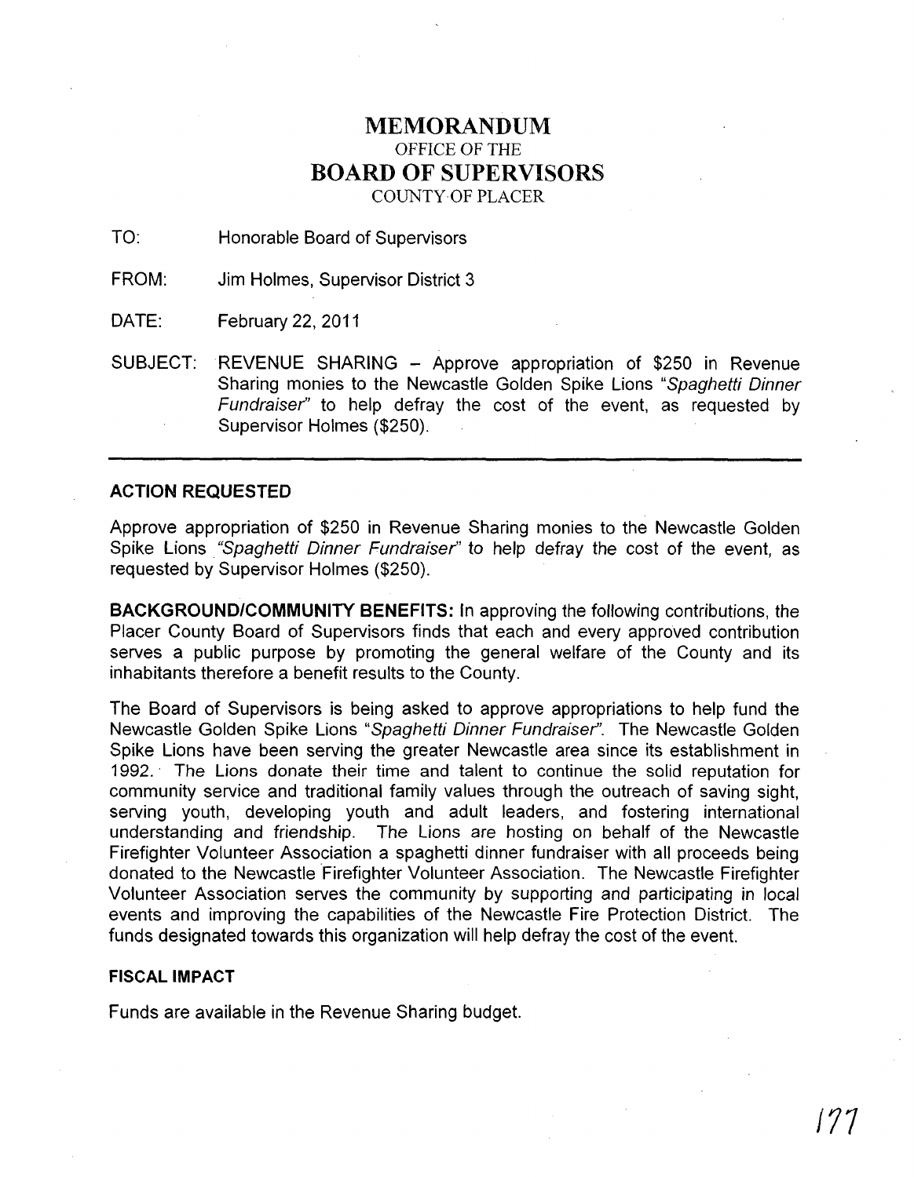# MEMORANDUM

OFFICE OF THE

# BOARD OF SUPERVISORS

COUNTY OF PLACER

TO: Honorable Board of Supervisors

FROM: Jim Holmes, Supervisor District 3

DATE: February 22, 2011

SUBJECT: REVENUE SHARING – Approve appropriation of $250 in Revenue Sharing monies to the Newcastle Golden Spike Lions *"Spaghetti Dinner Fundraiser"* to help defray the cost of the event, as requested by Supervisor Holmes ($250).

---

### ACTION REQUESTED

Approve appropriation of $250 in Revenue Sharing monies to the Newcastle Golden Spike Lions *"Spaghetti Dinner Fundraiser"* to help defray the cost of the event, as requested by Supervisor Holmes ($250).

**BACKGROUND/COMMUNITY BENEFITS:** In approving the following contributions, the Placer County Board of Supervisors finds that each and every approved contribution serves a public purpose by promoting the general welfare of the County and its inhabitants therefore a benefit results to the County.

The Board of Supervisors is being asked to approve appropriations to help fund the Newcastle Golden Spike Lions *"Spaghetti Dinner Fundraiser"*. The Newcastle Golden Spike Lions have been serving the greater Newcastle area since its establishment in 1992. The Lions donate their time and talent to continue the solid reputation for community service and traditional family values through the outreach of saving sight, serving youth, developing youth and adult leaders, and fostering international understanding and friendship. The Lions are hosting on behalf of the Newcastle Firefighter Volunteer Association a spaghetti dinner fundraiser with all proceeds being donated to the Newcastle Firefighter Volunteer Association. The Newcastle Firefighter Volunteer Association serves the community by supporting and participating in local events and improving the capabilities of the Newcastle Fire Protection District. The funds designated towards this organization will help defray the cost of the event.

### FISCAL IMPACT

Funds are available in the Revenue Sharing budget.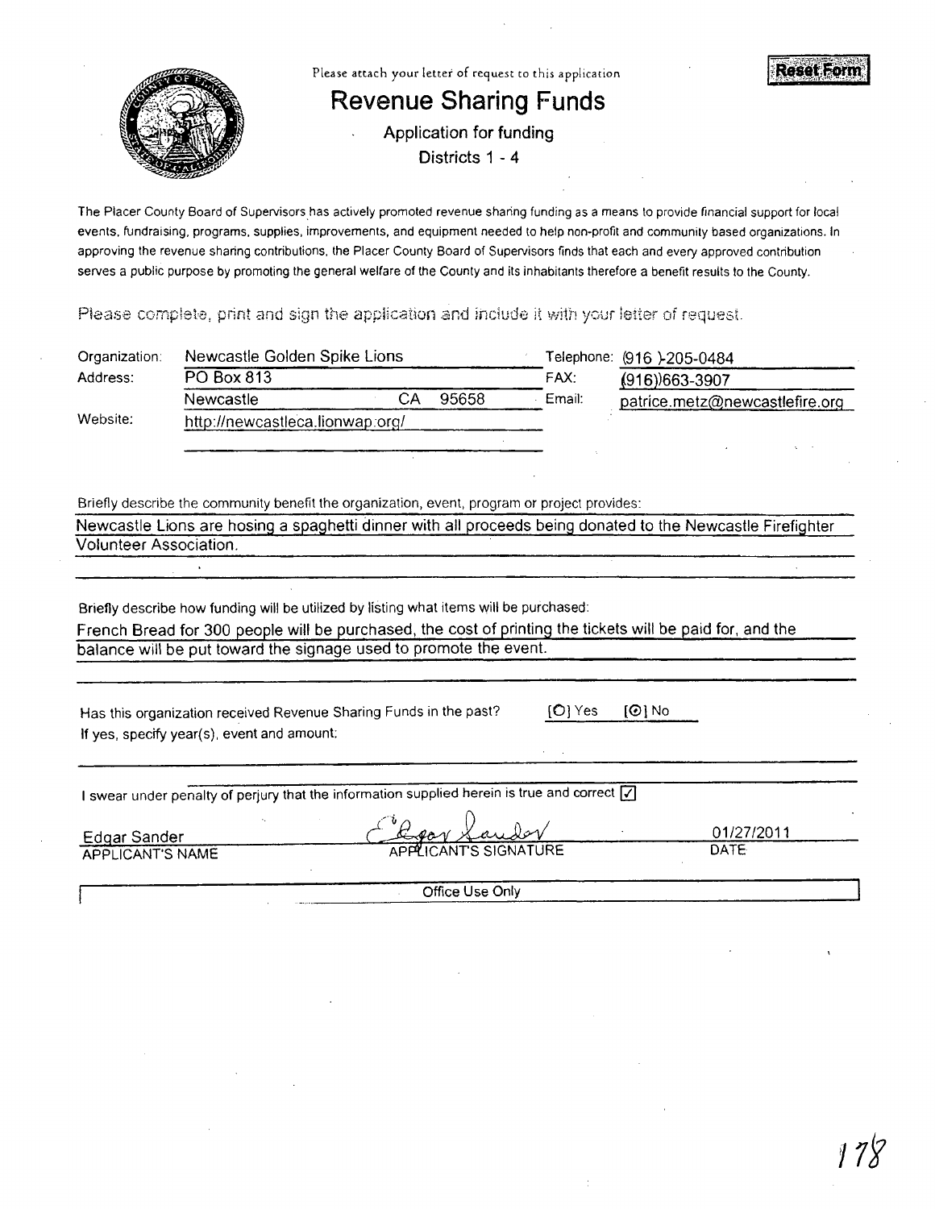Please attach your letter of request to this application

Reset Form

# Revenue Sharing Funds

Application for funding

Districts 1 - 4

The Placer County Board of Supervisors has actively promoted revenue sharing funding as a means to provide financial support for local events, fundraising, programs, supplies, improvements, and equipment needed to help non-profit and community based organizations. In approving the revenue sharing contributions, the Placer County Board of Supervisors finds that each and every approved contribution serves a public purpose by promoting the general welfare of the County and its inhabitants therefore a benefit results to the County.

Please complete, print and sign the application and include it with your letter of request.

| | | | |
|---|---|---|---|
| Organization: | Newcastle Golden Spike Lions | Telephone: | (916 )-205-0484 |
| Address: | PO Box 813 | FAX: | (916))663-3907 |
| | Newcastle CA 95658 | Email: | patrice.metz@newcastlefire.org |
| Website: | http://newcastleca.lionwap.org/ | | |

Briefly describe the community benefit the organization, event, program or project provides:

Newcastle Lions are hosing a spaghetti dinner with all proceeds being donated to the Newcastle Firefighter Volunteer Association.

Briefly describe how funding will be utilized by listing what items will be purchased:

French Bread for 300 people will be purchased, the cost of printing the tickets will be paid for, and the balance will be put toward the signage used to promote the event.

Has this organization received Revenue Sharing Funds in the past? [ ] Yes [X] No

If yes, specify year(s), event and amount:

I swear under penalty of perjury that the information supplied herein is true and correct [X]

| | | |
|---|---|---|
| Edgar Sander | Edgar Sander | 01/27/2011 |
| APPLICANT'S NAME | APPLICANT'S SIGNATURE | DATE |

Office Use Only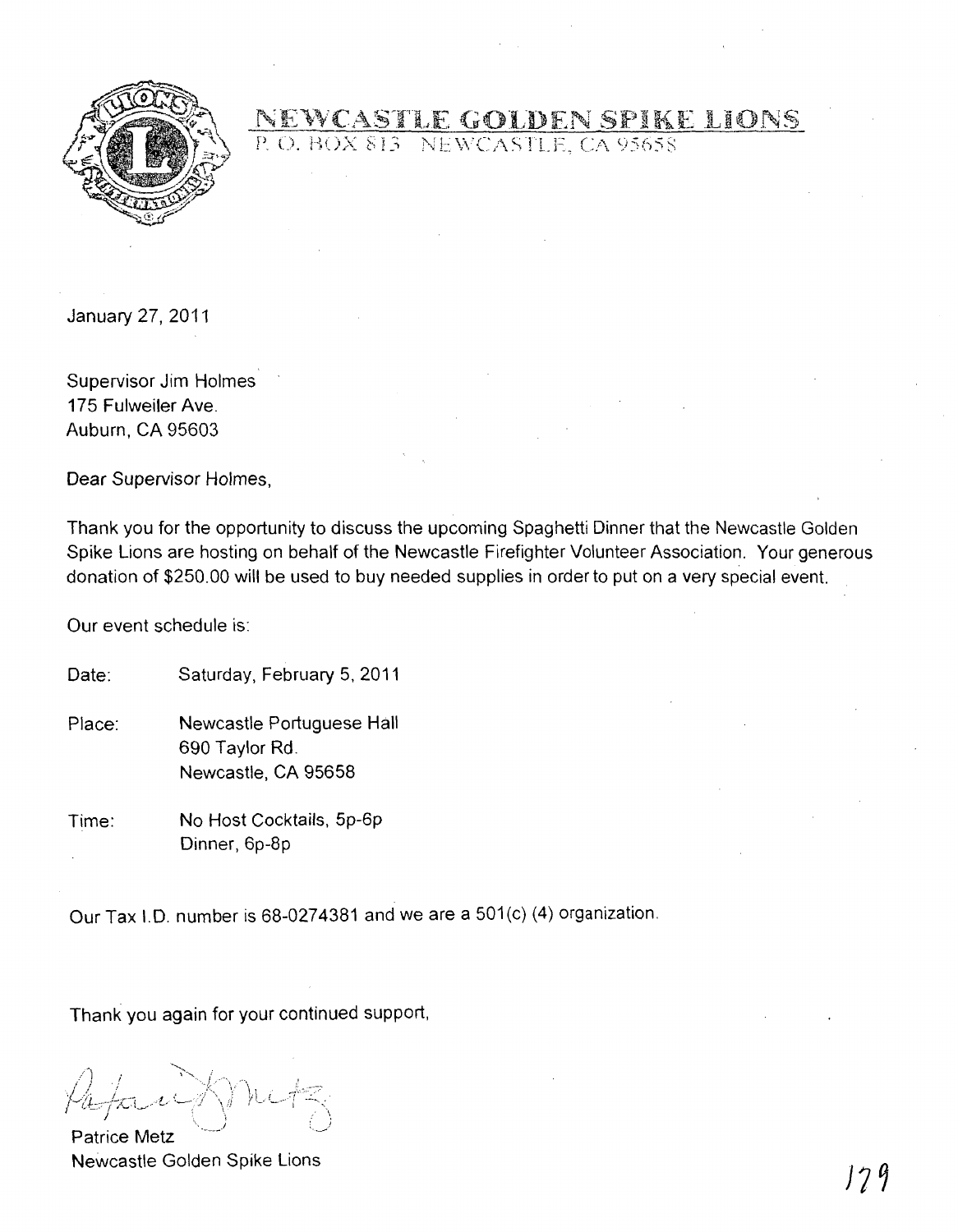# NEWCASTLE GOLDEN SPIKE LIONS

P. O. BOX 813 NEWCASTLE, CA 95658

January 27, 2011

Supervisor Jim Holmes
175 Fulweiler Ave.
Auburn, CA 95603

Dear Supervisor Holmes,

Thank you for the opportunity to discuss the upcoming Spaghetti Dinner that the Newcastle Golden Spike Lions are hosting on behalf of the Newcastle Firefighter Volunteer Association. Your generous donation of $250.00 will be used to buy needed supplies in order to put on a very special event.

Our event schedule is:

Date: Saturday, February 5, 2011

Place: Newcastle Portuguese Hall
690 Taylor Rd.
Newcastle, CA 95658

Time: No Host Cocktails, 5p-6p
Dinner, 6p-8p

Our Tax I.D. number is 68-0274381 and we are a 501(c) (4) organization.

Thank you again for your continued support,

Patrice Metz
Newcastle Golden Spike Lions